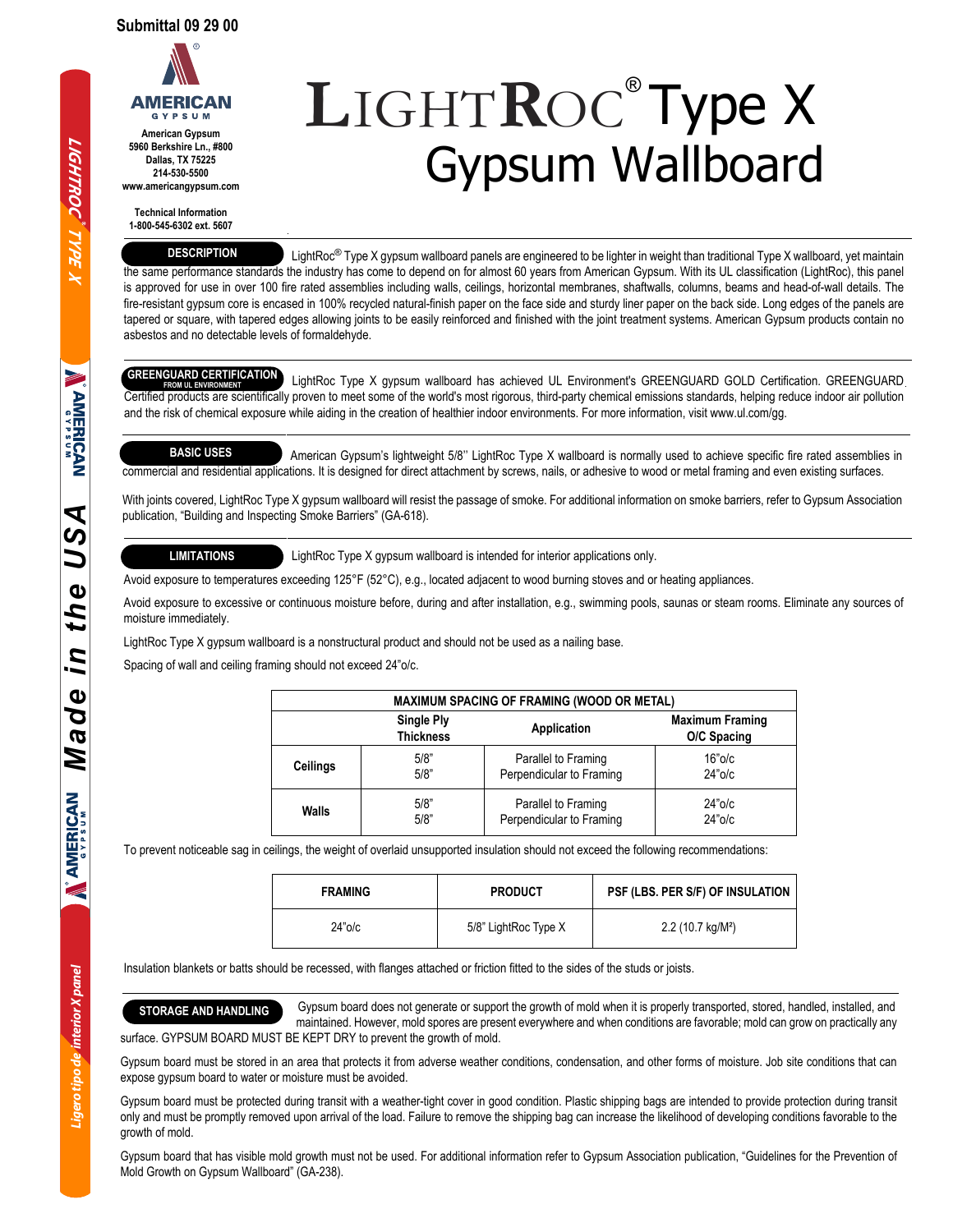Submittal 09 29 00

AMERICAN GYPSUM

American Gypsum
5960 Berkshire Ln., #800
Dallas, TX 75225
214-530-5500
www.americangypsum.com

Technical Information
1-800-545-6302 ext. 5607

# LIGHTROC® Type X Gypsum Wallboard

## DESCRIPTION

LightRoc® Type X gypsum wallboard panels are engineered to be lighter in weight than traditional Type X wallboard, yet maintain the same performance standards the industry has come to depend on for almost 60 years from American Gypsum. With its UL classification (LightRoc), this panel is approved for use in over 100 fire rated assemblies including walls, ceilings, horizontal membranes, shaftwalls, columns, beams and head-of-wall details. The fire-resistant gypsum core is encased in 100% recycled natural-finish paper on the face side and sturdy liner paper on the back side. Long edges of the panels are tapered or square, with tapered edges allowing joints to be easily reinforced and finished with the joint treatment systems. American Gypsum products contain no asbestos and no detectable levels of formaldehyde.

## GREENGUARD CERTIFICATION FROM UL ENVIRONMENT

LightRoc Type X gypsum wallboard has achieved UL Environment's GREENGUARD GOLD Certification. GREENGUARD Certified products are scientifically proven to meet some of the world's most rigorous, third-party chemical emissions standards, helping reduce indoor air pollution and the risk of chemical exposure while aiding in the creation of healthier indoor environments. For more information, visit www.ul.com/gg.

## BASIC USES

American Gypsum's lightweight 5/8'' LightRoc Type X wallboard is normally used to achieve specific fire rated assemblies in commercial and residential applications. It is designed for direct attachment by screws, nails, or adhesive to wood or metal framing and even existing surfaces.

With joints covered, LightRoc Type X gypsum wallboard will resist the passage of smoke. For additional information on smoke barriers, refer to Gypsum Association publication, "Building and Inspecting Smoke Barriers" (GA-618).

## LIMITATIONS

LightRoc Type X gypsum wallboard is intended for interior applications only.

Avoid exposure to temperatures exceeding 125°F (52°C), e.g., located adjacent to wood burning stoves and or heating appliances.

Avoid exposure to excessive or continuous moisture before, during and after installation, e.g., swimming pools, saunas or steam rooms. Eliminate any sources of moisture immediately.

LightRoc Type X gypsum wallboard is a nonstructural product and should not be used as a nailing base.

Spacing of wall and ceiling framing should not exceed 24"o/c.

| MAXIMUM SPACING OF FRAMING (WOOD OR METAL) | | | |
|---|---|---|---|
| | Single Ply Thickness | Application | Maximum Framing O/C Spacing |
| Ceilings | 5/8" | Parallel to Framing | 16"o/c |
| | 5/8" | Perpendicular to Framing | 24"o/c |
| Walls | 5/8" | Parallel to Framing | 24"o/c |
| | 5/8" | Perpendicular to Framing | 24"o/c |

To prevent noticeable sag in ceilings, the weight of overlaid unsupported insulation should not exceed the following recommendations:

| FRAMING | PRODUCT | PSF (LBS. PER S/F) OF INSULATION |
|---|---|---|
| 24"o/c | 5/8" LightRoc Type X | 2.2 (10.7 kg/M²) |

Insulation blankets or batts should be recessed, with flanges attached or friction fitted to the sides of the studs or joists.

## STORAGE AND HANDLING

Gypsum board does not generate or support the growth of mold when it is properly transported, stored, handled, installed, and maintained. However, mold spores are present everywhere and when conditions are favorable; mold can grow on practically any surface. GYPSUM BOARD MUST BE KEPT DRY to prevent the growth of mold.

Gypsum board must be stored in an area that protects it from adverse weather conditions, condensation, and other forms of moisture. Job site conditions that can expose gypsum board to water or moisture must be avoided.

Gypsum board must be protected during transit with a weather-tight cover in good condition. Plastic shipping bags are intended to provide protection during transit only and must be promptly removed upon arrival of the load. Failure to remove the shipping bag can increase the likelihood of developing conditions favorable to the growth of mold.

Gypsum board that has visible mold growth must not be used. For additional information refer to Gypsum Association publication, "Guidelines for the Prevention of Mold Growth on Gypsum Wallboard" (GA-238).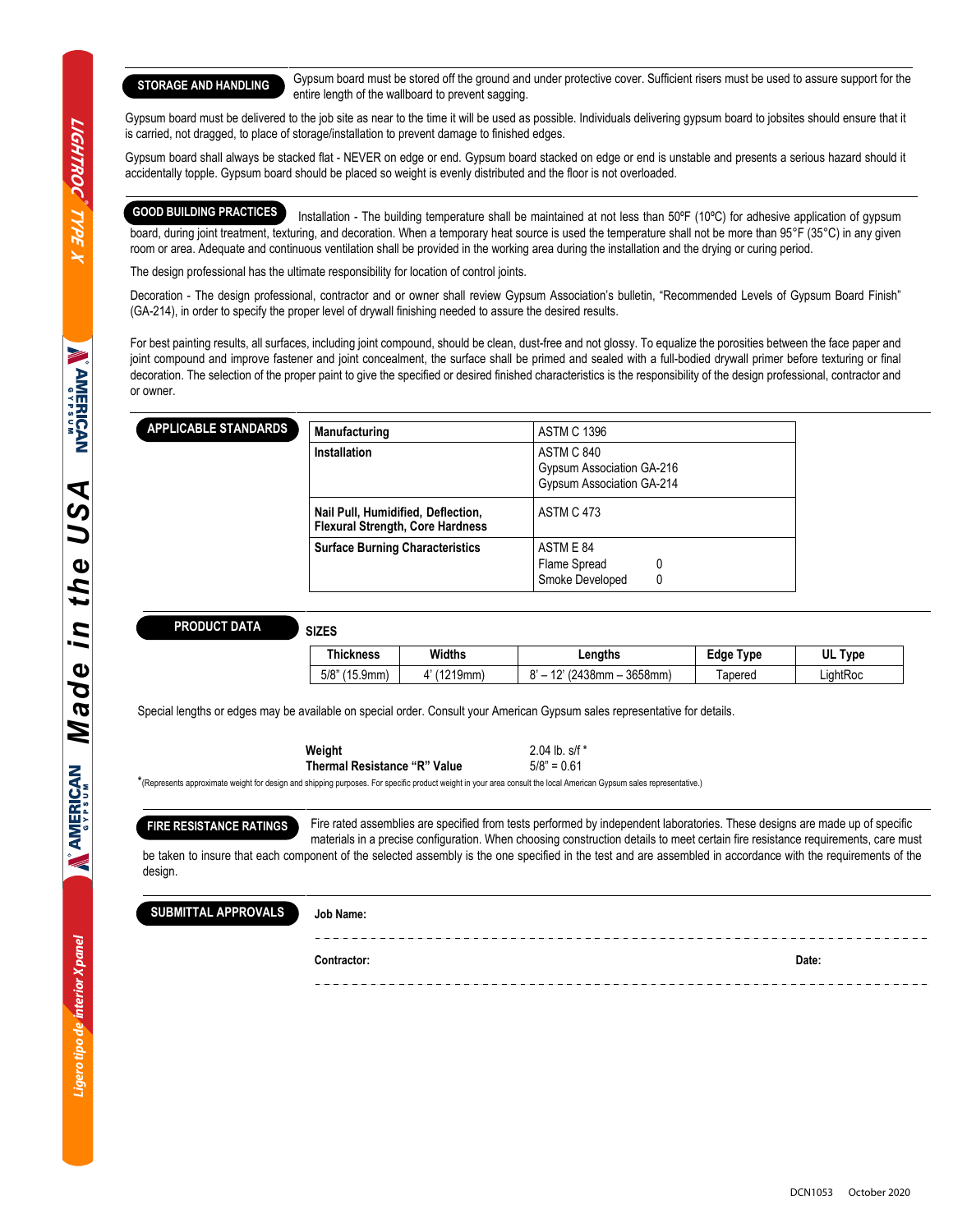## STORAGE AND HANDLING

Gypsum board must be stored off the ground and under protective cover. Sufficient risers must be used to assure support for the entire length of the wallboard to prevent sagging.

Gypsum board must be delivered to the job site as near to the time it will be used as possible. Individuals delivering gypsum board to jobsites should ensure that it is carried, not dragged, to place of storage/installation to prevent damage to finished edges.

Gypsum board shall always be stacked flat - NEVER on edge or end. Gypsum board stacked on edge or end is unstable and presents a serious hazard should it accidentally topple. Gypsum board should be placed so weight is evenly distributed and the floor is not overloaded.

## GOOD BUILDING PRACTICES

Installation - The building temperature shall be maintained at not less than 50ºF (10ºC) for adhesive application of gypsum board, during joint treatment, texturing, and decoration. When a temporary heat source is used the temperature shall not be more than 95°F (35°C) in any given room or area. Adequate and continuous ventilation shall be provided in the working area during the installation and the drying or curing period.

The design professional has the ultimate responsibility for location of control joints.

Decoration - The design professional, contractor and or owner shall review Gypsum Association's bulletin, "Recommended Levels of Gypsum Board Finish" (GA-214), in order to specify the proper level of drywall finishing needed to assure the desired results.

For best painting results, all surfaces, including joint compound, should be clean, dust-free and not glossy. To equalize the porosities between the face paper and joint compound and improve fastener and joint concealment, the surface shall be primed and sealed with a full-bodied drywall primer before texturing or final decoration. The selection of the proper paint to give the specified or desired finished characteristics is the responsibility of the design professional, contractor and or owner.

## APPLICABLE STANDARDS

| | |
|---|---|
| **Manufacturing** | ASTM C 1396 |
| **Installation** | ASTM C 840<br>Gypsum Association GA-216<br>Gypsum Association GA-214 |
| **Nail Pull, Humidified, Deflection, Flexural Strength, Core Hardness** | ASTM C 473 |
| **Surface Burning Characteristics** | ASTM E 84<br>Flame Spread 0<br>Smoke Developed 0 |

## PRODUCT DATA

**SIZES**

| Thickness | Widths | Lengths | Edge Type | UL Type |
|---|---|---|---|---|
| 5/8" (15.9mm) | 4' (1219mm) | 8' – 12' (2438mm – 3658mm) | Tapered | LightRoc |

Special lengths or edges may be available on special order. Consult your American Gypsum sales representative for details.

**Weight** 2.04 lb. s/f *
**Thermal Resistance "R" Value** 5/8" = 0.61

*(Represents approximate weight for design and shipping purposes. For specific product weight in your area consult the local American Gypsum sales representative.)

## FIRE RESISTANCE RATINGS

Fire rated assemblies are specified from tests performed by independent laboratories. These designs are made up of specific materials in a precise configuration. When choosing construction details to meet certain fire resistance requirements, care must be taken to insure that each component of the selected assembly is the one specified in the test and are assembled in accordance with the requirements of the design.

## SUBMITTAL APPROVALS

**Job Name:**

**Contractor:** **Date:**

DCN1053 October 2020